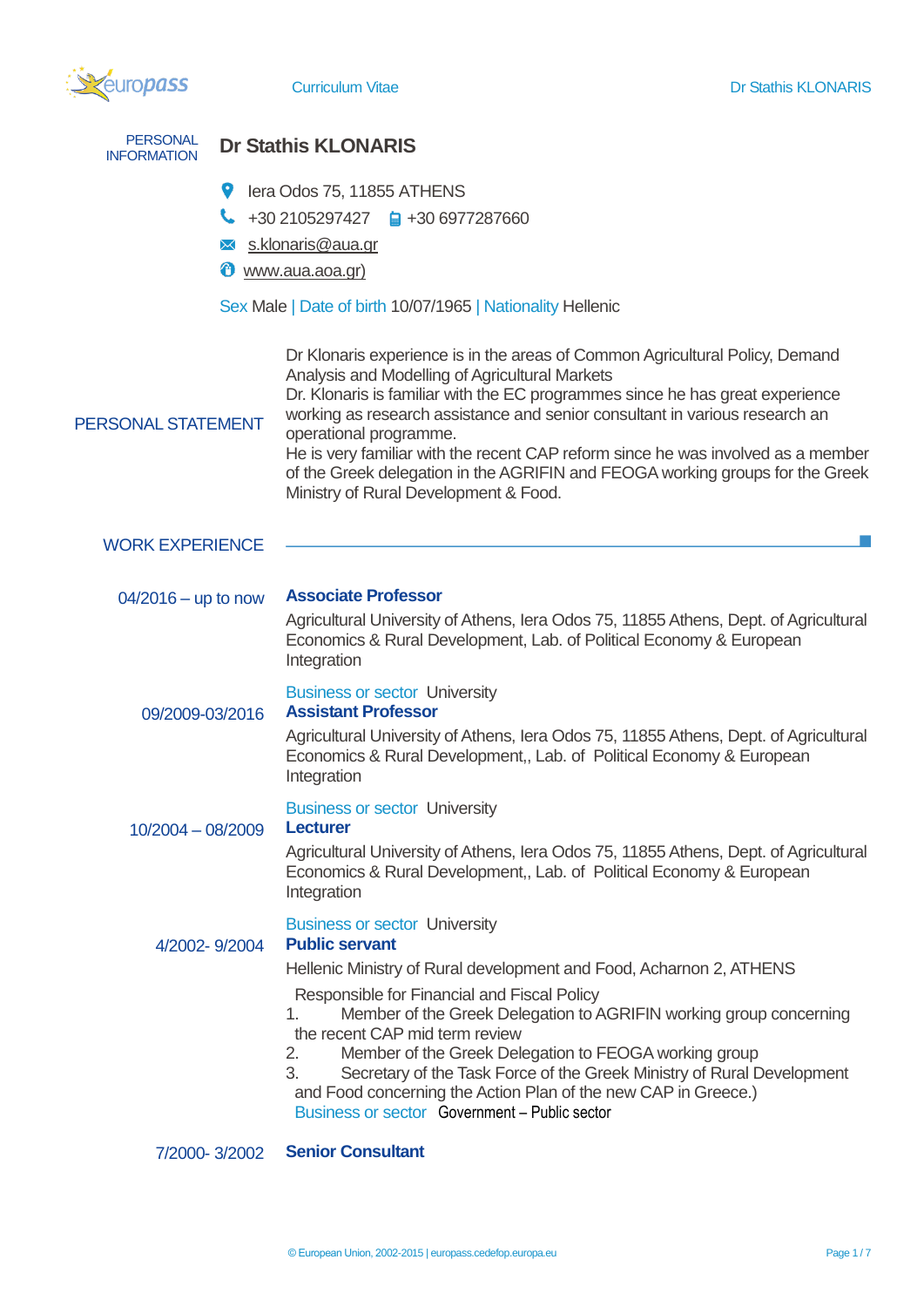PERSONAL INFORMATION

# Dr Stathis KLONARIS

Iera Odos 75, 11855 ATHENS

+30 2105297427  +30 6977287660

s.klonaris@aua.gr

www.aua.aoa.gr)

Sex Male | Date of birth 10/07/1965 | Nationality Hellenic

## PERSONAL STATEMENT

Dr Klonaris experience is in the areas of Common Agricultural Policy, Demand Analysis and Modelling of Agricultural Markets

Dr. Klonaris is familiar with the EC programmes since he has great experience working as research assistance and senior consultant in various research an operational programme.

He is very familiar with the recent CAP reform since he was involved as a member of the Greek delegation in the AGRIFIN and FEOGA working groups for the Greek Ministry of Rural Development & Food.

## WORK EXPERIENCE

**04/2016 – up to now**

**Associate Professor**

Agricultural University of Athens, Iera Odos 75, 11855 Athens, Dept. of Agricultural Economics & Rural Development, Lab. of Political Economy & European Integration

Business or sector University

**09/2009-03/2016**

**Assistant Professor**

Agricultural University of Athens, Iera Odos 75, 11855 Athens, Dept. of Agricultural Economics & Rural Development,, Lab. of Political Economy & European Integration

Business or sector University

**10/2004 – 08/2009**

**Lecturer**

Agricultural University of Athens, Iera Odos 75, 11855 Athens, Dept. of Agricultural Economics & Rural Development,, Lab. of Political Economy & European Integration

Business or sector University

**4/2002- 9/2004**

**Public servant**

Hellenic Ministry of Rural development and Food, Acharnon 2, ATHENS

Responsible for Financial and Fiscal Policy

1. Member of the Greek Delegation to AGRIFIN working group concerning the recent CAP mid term review
2. Member of the Greek Delegation to FEOGA working group
3. Secretary of the Task Force of the Greek Ministry of Rural Development and Food concerning the Action Plan of the new CAP in Greece.)

Business or sector Government – Public sector

**7/2000- 3/2002**

**Senior Consultant**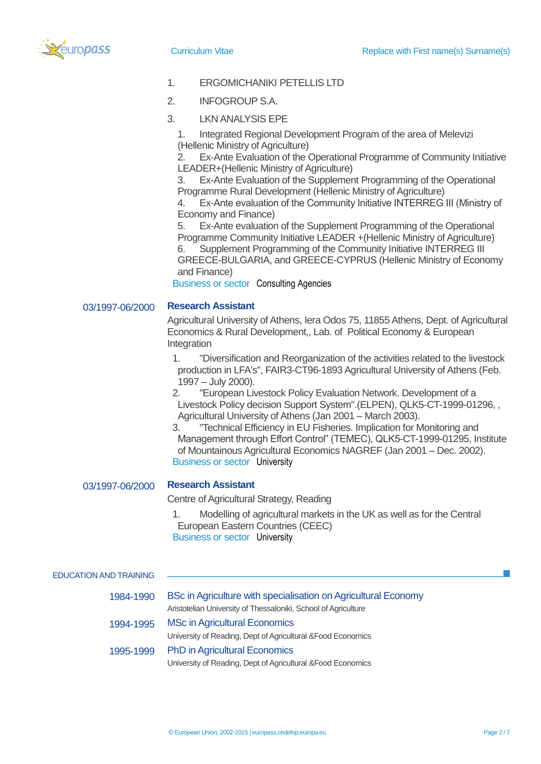1. ERGOMICHANIKI PETELLIS LTD
2. INFOGROUP S.A.
3. LKN ANALYSIS EPE

1. Integrated Regional Development Program of the area of Melevizi (Hellenic Ministry of Agriculture)
2. Ex-Ante Evaluation of the Operational Programme of Community Initiative LEADER+(Hellenic Ministry of Agriculture)
3. Ex-Ante Evaluation of the Supplement Programming of the Operational Programme Rural Development (Hellenic Ministry of Agriculture)
4. Ex-Ante evaluation of the Community Initiative INTERREG III (Ministry of Economy and Finance)
5. Ex-Ante evaluation of the Supplement Programming of the Operational Programme Community Initiative LEADER +(Hellenic Ministry of Agriculture)
6. Supplement Programming of the Community Initiative INTERREG III GREECE-BULGARIA, and GREECE-CYPRUS (Hellenic Ministry of Economy and Finance)

Business or sector Consulting Agencies

03/1997-06/2000 **Research Assistant**

Agricultural University of Athens, Iera Odos 75, 11855 Athens, Dept. of Agricultural Economics & Rural Development,, Lab. of Political Economy & European Integration

1. "Diversification and Reorganization of the activities related to the livestock production in LFA's", FAIR3-CT96-1893 Agricultural University of Athens (Feb. 1997 – July 2000).
2. "European Livestock Policy Evaluation Network. Development of a Livestock Policy decision Support System".(ELPEN), QLK5-CT-1999-01296, , Agricultural University of Athens (Jan 2001 – March 2003).
3. "Technical Efficiency in EU Fisheries. Implication for Monitoring and Management through Effort Control" (TEMEC), QLK5-CT-1999-01295, Institute of Mountainous Agricultural Economics NAGREF (Jan 2001 – Dec. 2002).

Business or sector University

03/1997-06/2000 **Research Assistant**

Centre of Agricultural Strategy, Reading

1. Modelling of agricultural markets in the UK as well as for the Central European Eastern Countries (CEEC)

Business or sector University

## EDUCATION AND TRAINING

1984-1990 BSc in Agriculture with specialisation on Agricultural Economy

Aristotelian University of Thessaloniki, School of Agriculture

1994-1995 MSc in Agricultural Economics

University of Reading, Dept of Agricultural &Food Economics

1995-1999 PhD in Agricultural Economics

University of Reading, Dept of Agricultural &Food Economics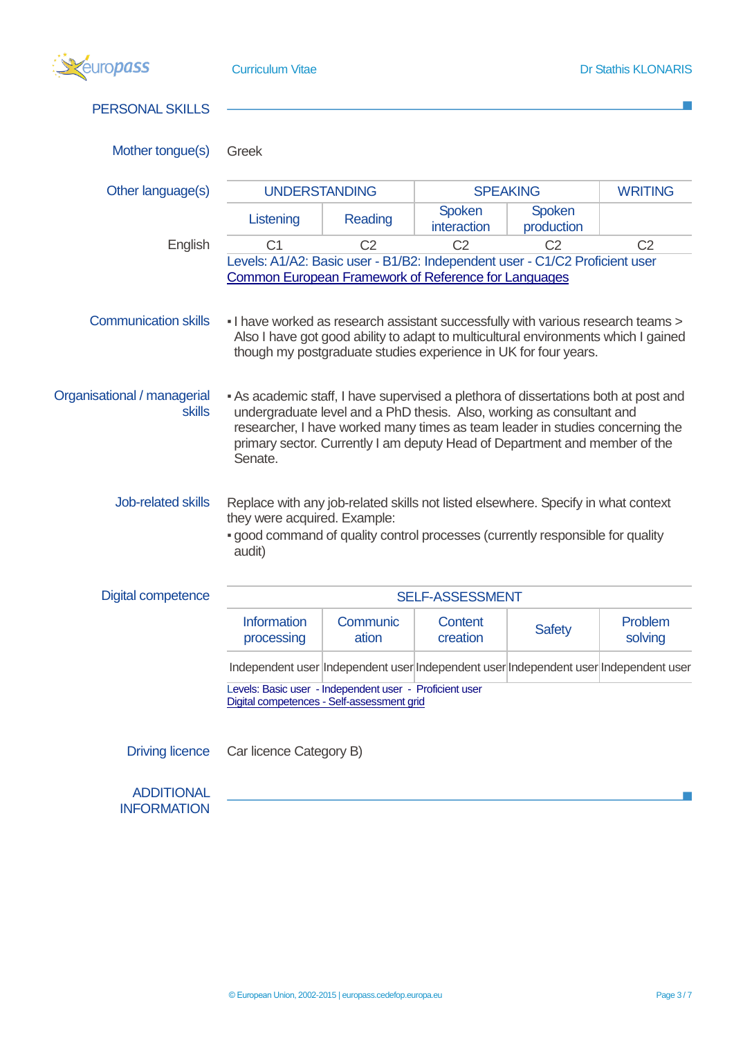## PERSONAL SKILLS

**Mother tongue(s)** Greek

**Other language(s)**

| | UNDERSTANDING | | SPEAKING | | WRITING |
|---|---|---|---|---|---|
| | Listening | Reading | Spoken interaction | Spoken production | |
| English | C1 | C2 | C2 | C2 | C2 |

Levels: A1/A2: Basic user - B1/B2: Independent user - C1/C2 Proficient user
Common European Framework of Reference for Languages

**Communication skills**

- I have worked as research assistant successfully with various research teams > Also I have got good ability to adapt to multicultural environments which I gained though my postgraduate studies experience in UK for four years.

**Organisational / managerial skills**

- As academic staff, I have supervised a plethora of dissertations both at post and undergraduate level and a PhD thesis. Also, working as consultant and researcher, I have worked many times as team leader in studies concerning the primary sector. Currently I am deputy Head of Department and member of the Senate.

**Job-related skills**

Replace with any job-related skills not listed elsewhere. Specify in what context they were acquired. Example:

- good command of quality control processes (currently responsible for quality audit)

**Digital competence**

| SELF-ASSESSMENT | | | | |
|---|---|---|---|---|
| Information processing | Communication | Content creation | Safety | Problem solving |
| Independent user | Independent user | Independent user | Independent user | Independent user |

Levels: Basic user - Independent user - Proficient user
Digital competences - Self-assessment grid

**Driving licence** Car licence Category B)

## ADDITIONAL INFORMATION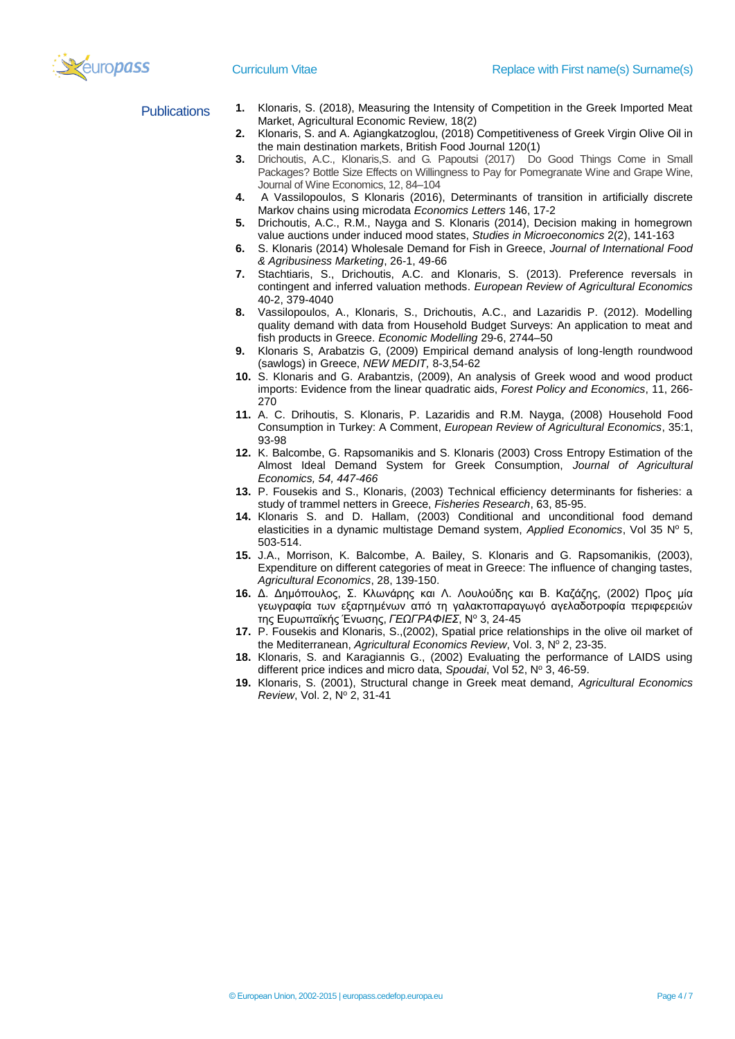## Publications

1. Klonaris, S. (2018), Measuring the Intensity of Competition in the Greek Imported Meat Market, Agricultural Economic Review, 18(2)
2. Klonaris, S. and A. Agiangkatzoglou, (2018) Competitiveness of Greek Virgin Olive Oil in the main destination markets, British Food Journal 120(1)
3. Drichoutis, A.C., Klonaris,S. and G. Papoutsi (2017) Do Good Things Come in Small Packages? Bottle Size Effects on Willingness to Pay for Pomegranate Wine and Grape Wine, Journal of Wine Economics, 12, 84–104
4. A Vassilopoulos, S Klonaris (2016), Determinants of transition in artificially discrete Markov chains using microdata *Economics Letters* 146, 17-2
5. Drichoutis, A.C., R.M., Nayga and S. Klonaris (2014), Decision making in homegrown value auctions under induced mood states, *Studies in Microeconomics* 2(2), 141-163
6. S. Klonaris (2014) Wholesale Demand for Fish in Greece, *Journal of International Food & Agribusiness Marketing*, 26-1, 49-66
7. Stachtiaris, S., Drichoutis, A.C. and Klonaris, S. (2013). Preference reversals in contingent and inferred valuation methods. *European Review of Agricultural Economics* 40-2, 379-4040
8. Vassilopoulos, A., Klonaris, S., Drichoutis, A.C., and Lazaridis P. (2012). Modelling quality demand with data from Household Budget Surveys: An application to meat and fish products in Greece. *Economic Modelling* 29-6, 2744–50
9. Klonaris S, Arabatzis G, (2009) Empirical demand analysis of long-length roundwood (sawlogs) in Greece, *NEW MEDIT,* 8-3,54-62
10. S. Klonaris and G. Arabantzis, (2009), An analysis of Greek wood and wood product imports: Evidence from the linear quadratic aids, *Forest Policy and Economics*, 11, 266-270
11. A. C. Drihoutis, S. Klonaris, P. Lazaridis and R.M. Nayga, (2008) Household Food Consumption in Turkey: A Comment, *European Review of Agricultural Economics*, 35:1, 93-98
12. K. Balcombe, G. Rapsomanikis and S. Klonaris (2003) Cross Entropy Estimation of the Almost Ideal Demand System for Greek Consumption, *Journal of Agricultural Economics, 54, 447-466*
13. P. Fousekis and S., Klonaris, (2003) Technical efficiency determinants for fisheries: a study of trammel netters in Greece, *Fisheries Research*, 63, 85-95.
14. Klonaris S. and D. Hallam, (2003) Conditional and unconditional food demand elasticities in a dynamic multistage Demand system, *Applied Economics*, Vol 35 Nº 5, 503-514.
15. J.A., Morrison, K. Balcombe, A. Bailey, S. Klonaris and G. Rapsomanikis, (2003), Expenditure on different categories of meat in Greece: The influence of changing tastes, *Agricultural Economics*, 28, 139-150.
16. Δ. Δημόπουλος, Σ. Κλωνάρης και Λ. Λουλούδης και Β. Καζάζης, (2002) Προς μία γεωγραφία των εξαρτημένων από τη γαλακτοπαραγωγό αγελαδοτροφία περιφερειών της Ευρωπαϊκής Ένωσης, *ΓΕΩΓΡΑΦΙΕΣ*, Nº 3, 24-45
17. P. Fousekis and Klonaris, S.,(2002), Spatial price relationships in the olive oil market of the Mediterranean, *Agricultural Economics Review*, Vol. 3, Nº 2, 23-35.
18. Klonaris, S. and Karagiannis G., (2002) Evaluating the performance of LAIDS using different price indices and micro data, *Spoudai*, Vol 52, Nº 3, 46-59.
19. Klonaris, S. (2001), Structural change in Greek meat demand, *Agricultural Economics Review*, Vol. 2, Nº 2, 31-41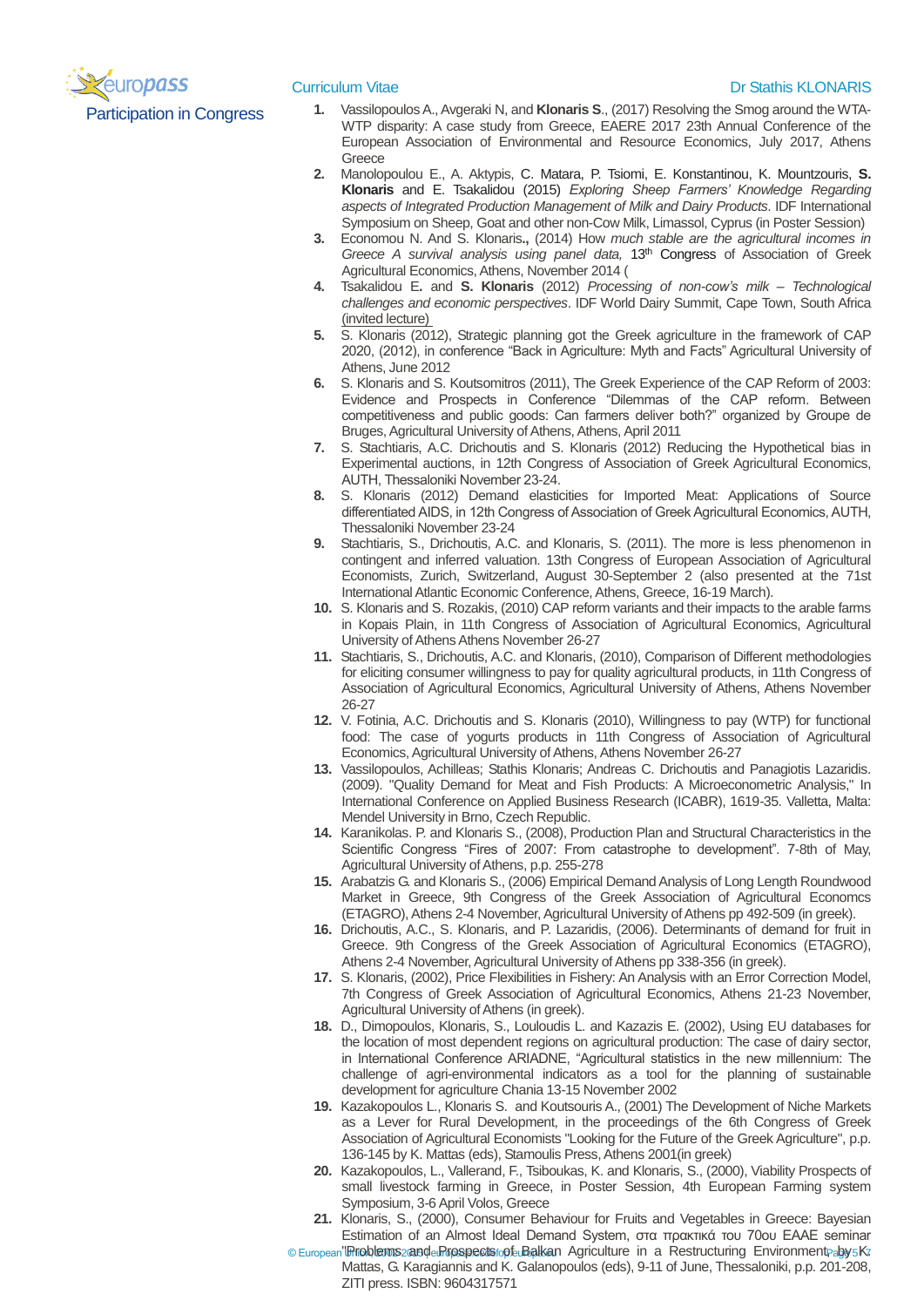## Participation in Congress

1. Vassilopoulos A., Avgeraki N, and **Klonaris S**., (2017) Resolving the Smog around the WTA-WTP disparity: A case study from Greece, EAERE 2017 23th Annual Conference of the European Association of Environmental and Resource Economics, July 2017, Athens Greece
2. Manolopoulou E., A. Aktypis, C. Matara, P. Tsiomi, E. Konstantinou, K. Mountzouris, **S. Klonaris** and E. Tsakalidou (2015) *Exploring Sheep Farmers' Knowledge Regarding aspects of Integrated Production Management of Milk and Dairy Products*. IDF International Symposium on Sheep, Goat and other non-Cow Milk, Limassol, Cyprus (in Poster Session)
3. Economou N. And S. Klonaris**.**, (2014) How *much stable are the agricultural incomes in Greece A survival analysis using panel data,* 13th Congress of Association of Greek Agricultural Economics, Athens, November 2014 (
4. Tsakalidou E**.** and **S. Klonaris** (2012) *Processing of non-cow's milk – Technological challenges and economic perspectives*. IDF World Dairy Summit, Cape Town, South Africa (invited lecture)
5. S. Klonaris (2012), Strategic planning got the Greek agriculture in the framework of CAP 2020, (2012), in conference "Back in Agriculture: Myth and Facts" Agricultural University of Athens, June 2012
6. S. Klonaris and S. Koutsomitros (2011), The Greek Experience of the CAP Reform of 2003: Evidence and Prospects in Conference "Dilemmas of the CAP reform. Between competitiveness and public goods: Can farmers deliver both?" organized by Groupe de Bruges, Agricultural University of Athens, Athens, April 2011
7. S. Stachtiaris, A.C. Drichoutis and S. Klonaris (2012) Reducing the Hypothetical bias in Experimental auctions, in 12th Congress of Association of Greek Agricultural Economics, AUTH, Thessaloniki November 23-24.
8. S. Klonaris (2012) Demand elasticities for Imported Meat: Applications of Source differentiated AIDS, in 12th Congress of Association of Greek Agricultural Economics, AUTH, Thessaloniki November 23-24
9. Stachtiaris, S., Drichoutis, A.C. and Klonaris, S. (2011). The more is less phenomenon in contingent and inferred valuation. 13th Congress of European Association of Agricultural Economists, Zurich, Switzerland, August 30-September 2 (also presented at the 71st International Atlantic Economic Conference, Athens, Greece, 16-19 March).
10. S. Klonaris and S. Rozakis, (2010) CAP reform variants and their impacts to the arable farms in Kopais Plain, in 11th Congress of Association of Agricultural Economics, Agricultural University of Athens Athens November 26-27
11. Stachtiaris, S., Drichoutis, A.C. and Klonaris, (2010), Comparison of Different methodologies for eliciting consumer willingness to pay for quality agricultural products, in 11th Congress of Association of Agricultural Economics, Agricultural University of Athens, Athens November 26-27
12. V. Fotinia, A.C. Drichoutis and S. Klonaris (2010), Willingness to pay (WTP) for functional food: The case of yogurts products in 11th Congress of Association of Agricultural Economics, Agricultural University of Athens, Athens November 26-27
13. Vassilopoulos, Achilleas; Stathis Klonaris; Andreas C. Drichoutis and Panagiotis Lazaridis. (2009). "Quality Demand for Meat and Fish Products: A Microeconometric Analysis," In International Conference on Applied Business Research (ICABR), 1619-35. Valletta, Malta: Mendel University in Brno, Czech Republic.
14. Karanikolas. P. and Klonaris S., (2008), Production Plan and Structural Characteristics in the Scientific Congress "Fires of 2007: From catastrophe to development". 7-8th of May, Agricultural University of Athens, p.p. 255-278
15. Arabatzis G. and Klonaris S., (2006) Empirical Demand Analysis of Long Length Roundwood Market in Greece, 9th Congress of the Greek Association of Agricultural Economcs (ETAGRO), Athens 2-4 November, Agricultural University of Athens pp 492-509 (in greek).
16. Drichoutis, A.C., S. Klonaris, and P. Lazaridis, (2006). Determinants of demand for fruit in Greece. 9th Congress of the Greek Association of Agricultural Economics (ETAGRO), Athens 2-4 November, Agricultural University of Athens pp 338-356 (in greek).
17. S. Klonaris, (2002), Price Flexibilities in Fishery: An Analysis with an Error Correction Model, 7th Congress of Greek Association of Agricultural Economics, Athens 21-23 November, Agricultural University of Athens (in greek).
18. D., Dimopoulos, Klonaris, S., Louloudis L. and Kazazis E. (2002), Using EU databases for the location of most dependent regions on agricultural production: The case of dairy sector, in International Conference ARIADNE, "Agricultural statistics in the new millennium: The challenge of agri-environmental indicators as a tool for the planning of sustainable development for agriculture Chania 13-15 November 2002
19. Kazakopoulos L., Klonaris S. and Koutsouris A., (2001) The Development of Niche Markets as a Lever for Rural Development, in the proceedings of the 6th Congress of Greek Association of Agricultural Economists "Looking for the Future of the Greek Agriculture", p.p. 136-145 by K. Mattas (eds), Stamoulis Press, Athens 2001(in greek)
20. Kazakopoulos, L., Vallerand, F., Tsiboukas, K. and Klonaris, S., (2000), Viability Prospects of small livestock farming in Greece, in Poster Session, 4th European Farming system Symposium, 3-6 April Volos, Greece
21. Klonaris, S., (2000), Consumer Behaviour for Fruits and Vegetables in Greece: Bayesian Estimation of an Almost Ideal Demand System, στα πρακτικά του 70ου EAAE seminar "Problems and Prospects of Balkan Agriculture in a Restructuring Environment", by K. Mattas, G. Karagiannis and K. Galanopoulos (eds), 9-11 of June, Thessaloniki, p.p. 201-208, ZITI press. ISBN: 9604317571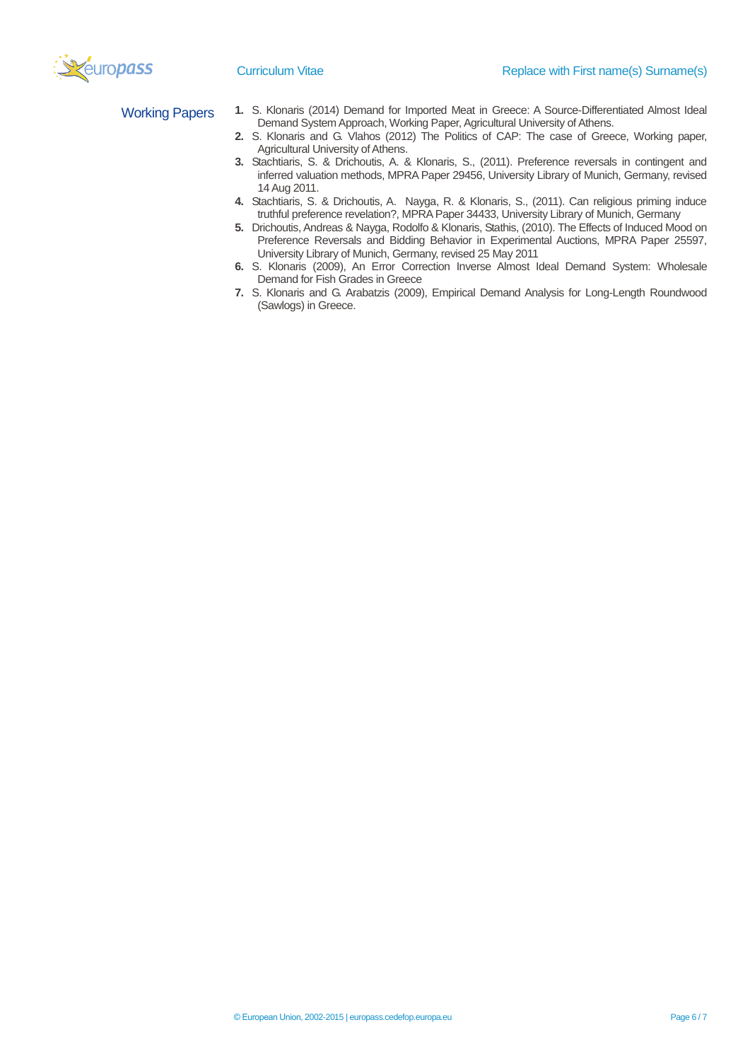## Working Papers

1. S. Klonaris (2014) Demand for Imported Meat in Greece: A Source-Differentiated Almost Ideal Demand System Approach, Working Paper, Agricultural University of Athens.
2. S. Klonaris and G. Vlahos (2012) The Politics of CAP: The case of Greece, Working paper, Agricultural University of Athens.
3. Stachtiaris, S. & Drichoutis, A. & Klonaris, S., (2011). Preference reversals in contingent and inferred valuation methods, MPRA Paper 29456, University Library of Munich, Germany, revised 14 Aug 2011.
4. Stachtiaris, S. & Drichoutis, A. Nayga, R. & Klonaris, S., (2011). Can religious priming induce truthful preference revelation?, MPRA Paper 34433, University Library of Munich, Germany
5. Drichoutis, Andreas & Nayga, Rodolfo & Klonaris, Stathis, (2010). The Effects of Induced Mood on Preference Reversals and Bidding Behavior in Experimental Auctions, MPRA Paper 25597, University Library of Munich, Germany, revised 25 May 2011
6. S. Klonaris (2009), An Error Correction Inverse Almost Ideal Demand System: Wholesale Demand for Fish Grades in Greece
7. S. Klonaris and G. Arabatzis (2009), Empirical Demand Analysis for Long-Length Roundwood (Sawlogs) in Greece.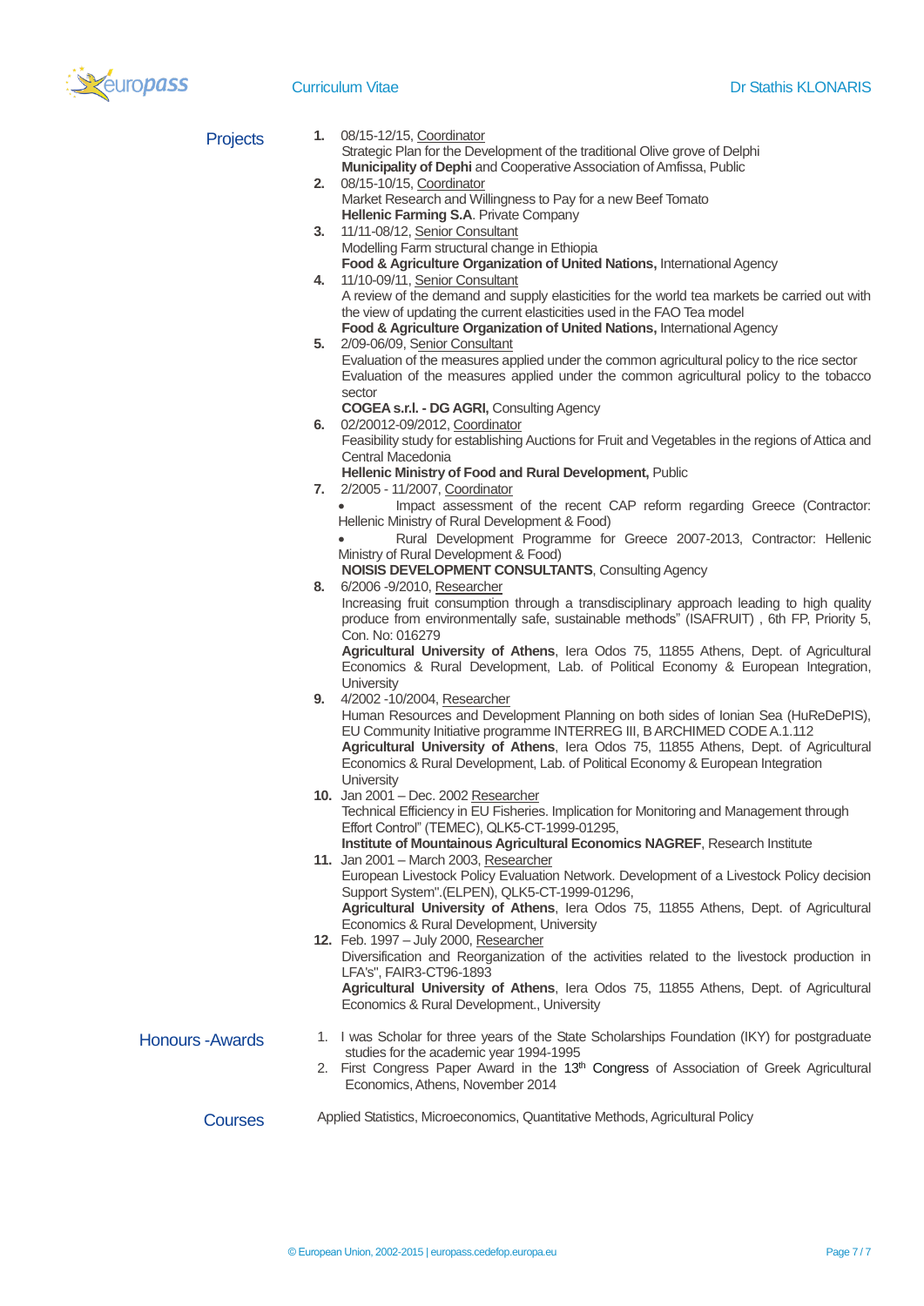## Projects

1. 08/15-12/15, <u>Coordinator</u>
   Strategic Plan for the Development of the traditional Olive grove of Delphi
   **Municipality of Dephi** and Cooperative Association of Amfissa, Public
2. 08/15-10/15, <u>Coordinator</u>
   Market Research and Willingness to Pay for a new Beef Tomato
   **Hellenic Farming S.A**. Private Company
3. 11/11-08/12, <u>Senior Consultant</u>
   Modelling Farm structural change in Ethiopia
   **Food & Agriculture Organization of United Nations,** International Agency
4. 11/10-09/11, <u>Senior Consultant</u>
   A review of the demand and supply elasticities for the world tea markets be carried out with the view of updating the current elasticities used in the FAO Tea model
   **Food & Agriculture Organization of United Nations,** International Agency
5. 2/09-06/09, <u>Senior Consultant</u>
   Evaluation of the measures applied under the common agricultural policy to the rice sector
   Evaluation of the measures applied under the common agricultural policy to the tobacco sector
   **COGEA s.r.l. - DG AGRI,** Consulting Agency
6. 02/20012-09/2012, <u>Coordinator</u>
   Feasibility study for establishing Auctions for Fruit and Vegetables in the regions of Attica and Central Macedonia
   **Hellenic Ministry of Food and Rural Development,** Public
7. 2/2005 - 11/2007, <u>Coordinator</u>
   - Impact assessment of the recent CAP reform regarding Greece (Contractor: Hellenic Ministry of Rural Development & Food)
   - Rural Development Programme for Greece 2007-2013, Contractor: Hellenic Ministry of Rural Development & Food)

   **NOISIS DEVELOPMENT CONSULTANTS**, Consulting Agency
8. 6/2006 -9/2010, <u>Researcher</u>
   Increasing fruit consumption through a transdisciplinary approach leading to high quality produce from environmentally safe, sustainable methods" (ISAFRUIT) , 6th FP, Priority 5, Con. No: 016279
   **Agricultural University of Athens**, Iera Odos 75, 11855 Athens, Dept. of Agricultural Economics & Rural Development, Lab. of Political Economy & European Integration, University
9. 4/2002 -10/2004, <u>Researcher</u>
   Human Resources and Development Planning on both sides of Ionian Sea (HuReDePIS), EU Community Initiative programme INTERREG III, B ARCHIMED CODE A.1.112
   **Agricultural University of Athens**, Iera Odos 75, 11855 Athens, Dept. of Agricultural Economics & Rural Development, Lab. of Political Economy & European Integration University
10. Jan 2001 – Dec. 2002 <u>Researcher</u>
    Technical Efficiency in EU Fisheries. Implication for Monitoring and Management through Effort Control" (TEMEC), QLK5-CT-1999-01295,
    **Institute of Mountainous Agricultural Economics NAGREF**, Research Institute
11. Jan 2001 – March 2003, <u>Researcher</u>
    European Livestock Policy Evaluation Network. Development of a Livestock Policy decision Support System".(ELPEN), QLK5-CT-1999-01296,
    **Agricultural University of Athens**, Iera Odos 75, 11855 Athens, Dept. of Agricultural Economics & Rural Development, University
12. Feb. 1997 – July 2000, <u>Researcher</u>
    Diversification and Reorganization of the activities related to the livestock production in LFA's", FAIR3-CT96-1893
    **Agricultural University of Athens**, Iera Odos 75, 11855 Athens, Dept. of Agricultural Economics & Rural Development., University

## Honours -Awards

1. I was Scholar for three years of the State Scholarships Foundation (IKY) for postgraduate studies for the academic year 1994-1995
2. First Congress Paper Award in the 13th Congress of Association of Greek Agricultural Economics, Athens, November 2014

## Courses

Applied Statistics, Microeconomics, Quantitative Methods, Agricultural Policy